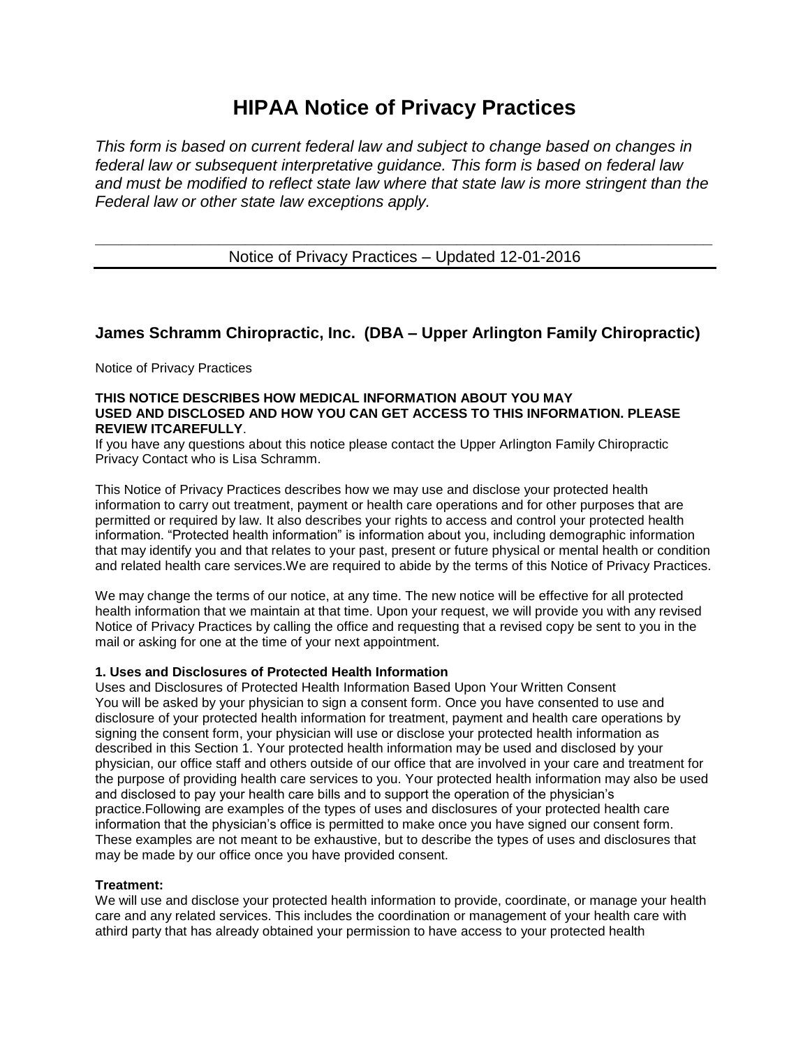# HIPAA Notice of Privacy Practices

*This form is based on current federal law and subject to change based on changes in federal law or subsequent interpretative guidance. This form is based on federal law and must be modified to reflect state law where that state law is more stringent than the Federal law or other state law exceptions apply.*

---

Notice of Privacy Practices – Updated 12-01-2016

---

## James Schramm Chiropractic, Inc. (DBA – Upper Arlington Family Chiropractic)

Notice of Privacy Practices

**THIS NOTICE DESCRIBES HOW MEDICAL INFORMATION ABOUT YOU MAY USED AND DISCLOSED AND HOW YOU CAN GET ACCESS TO THIS INFORMATION. PLEASE REVIEW ITCAREFULLY**.

If you have any questions about this notice please contact the Upper Arlington Family Chiropractic Privacy Contact who is Lisa Schramm.

This Notice of Privacy Practices describes how we may use and disclose your protected health information to carry out treatment, payment or health care operations and for other purposes that are permitted or required by law. It also describes your rights to access and control your protected health information. "Protected health information" is information about you, including demographic information that may identify you and that relates to your past, present or future physical or mental health or condition and related health care services.We are required to abide by the terms of this Notice of Privacy Practices.

We may change the terms of our notice, at any time. The new notice will be effective for all protected health information that we maintain at that time. Upon your request, we will provide you with any revised Notice of Privacy Practices by calling the office and requesting that a revised copy be sent to you in the mail or asking for one at the time of your next appointment.

**1. Uses and Disclosures of Protected Health Information**

Uses and Disclosures of Protected Health Information Based Upon Your Written Consent

You will be asked by your physician to sign a consent form. Once you have consented to use and disclosure of your protected health information for treatment, payment and health care operations by signing the consent form, your physician will use or disclose your protected health information as described in this Section 1. Your protected health information may be used and disclosed by your physician, our office staff and others outside of our office that are involved in your care and treatment for the purpose of providing health care services to you. Your protected health information may also be used and disclosed to pay your health care bills and to support the operation of the physician's practice.Following are examples of the types of uses and disclosures of your protected health care information that the physician's office is permitted to make once you have signed our consent form. These examples are not meant to be exhaustive, but to describe the types of uses and disclosures that may be made by our office once you have provided consent.

**Treatment:**

We will use and disclose your protected health information to provide, coordinate, or manage your health care and any related services. This includes the coordination or management of your health care with athird party that has already obtained your permission to have access to your protected health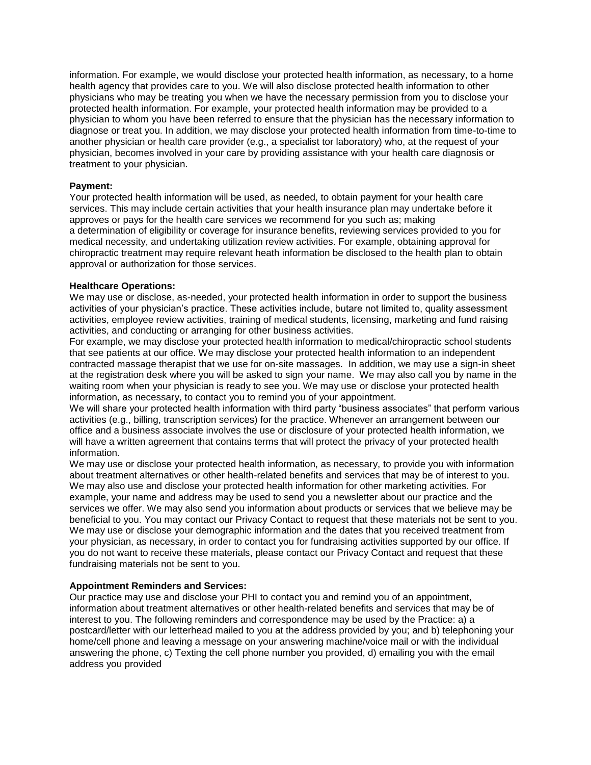information. For example, we would disclose your protected health information, as necessary, to a home health agency that provides care to you. We will also disclose protected health information to other physicians who may be treating you when we have the necessary permission from you to disclose your protected health information. For example, your protected health information may be provided to a physician to whom you have been referred to ensure that the physician has the necessary information to diagnose or treat you. In addition, we may disclose your protected health information from time-to-time to another physician or health care provider (e.g., a specialist tor laboratory) who, at the request of your physician, becomes involved in your care by providing assistance with your health care diagnosis or treatment to your physician.

**Payment:**
Your protected health information will be used, as needed, to obtain payment for your health care services. This may include certain activities that your health insurance plan may undertake before it approves or pays for the health care services we recommend for you such as; making a determination of eligibility or coverage for insurance benefits, reviewing services provided to you for medical necessity, and undertaking utilization review activities. For example, obtaining approval for chiropractic treatment may require relevant heath information be disclosed to the health plan to obtain approval or authorization for those services.

**Healthcare Operations:**
We may use or disclose, as-needed, your protected health information in order to support the business activities of your physician's practice. These activities include, butare not limited to, quality assessment activities, employee review activities, training of medical students, licensing, marketing and fund raising activities, and conducting or arranging for other business activities.
For example, we may disclose your protected health information to medical/chiropractic school students that see patients at our office. We may disclose your protected health information to an independent contracted massage therapist that we use for on-site massages. In addition, we may use a sign-in sheet at the registration desk where you will be asked to sign your name. We may also call you by name in the waiting room when your physician is ready to see you. We may use or disclose your protected health information, as necessary, to contact you to remind you of your appointment.
We will share your protected health information with third party "business associates" that perform various activities (e.g., billing, transcription services) for the practice. Whenever an arrangement between our office and a business associate involves the use or disclosure of your protected health information, we will have a written agreement that contains terms that will protect the privacy of your protected health information.
We may use or disclose your protected health information, as necessary, to provide you with information about treatment alternatives or other health-related benefits and services that may be of interest to you. We may also use and disclose your protected health information for other marketing activities. For example, your name and address may be used to send you a newsletter about our practice and the services we offer. We may also send you information about products or services that we believe may be beneficial to you. You may contact our Privacy Contact to request that these materials not be sent to you. We may use or disclose your demographic information and the dates that you received treatment from your physician, as necessary, in order to contact you for fundraising activities supported by our office. If you do not want to receive these materials, please contact our Privacy Contact and request that these fundraising materials not be sent to you.

**Appointment Reminders and Services:**
Our practice may use and disclose your PHI to contact you and remind you of an appointment, information about treatment alternatives or other health-related benefits and services that may be of interest to you. The following reminders and correspondence may be used by the Practice: a) a postcard/letter with our letterhead mailed to you at the address provided by you; and b) telephoning your home/cell phone and leaving a message on your answering machine/voice mail or with the individual answering the phone, c) Texting the cell phone number you provided, d) emailing you with the email address you provided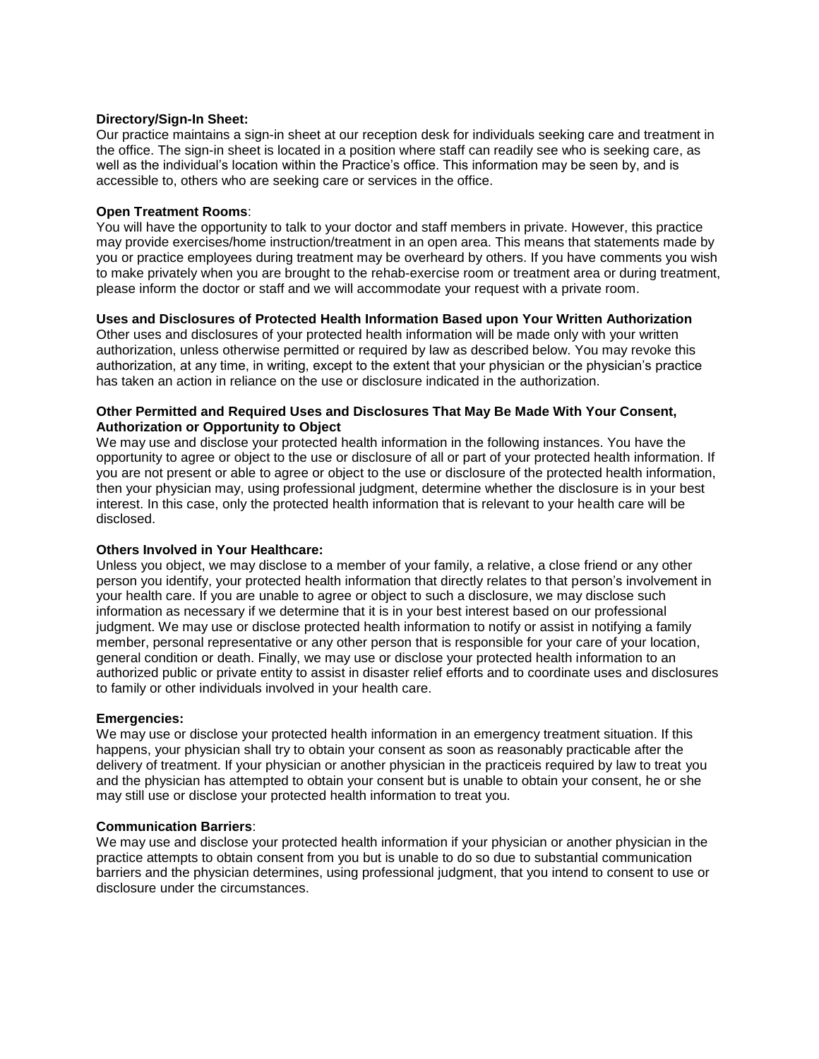**Directory/Sign-In Sheet:**
Our practice maintains a sign-in sheet at our reception desk for individuals seeking care and treatment in the office. The sign-in sheet is located in a position where staff can readily see who is seeking care, as well as the individual's location within the Practice's office. This information may be seen by, and is accessible to, others who are seeking care or services in the office.

**Open Treatment Rooms**:
You will have the opportunity to talk to your doctor and staff members in private. However, this practice may provide exercises/home instruction/treatment in an open area. This means that statements made by you or practice employees during treatment may be overheard by others. If you have comments you wish to make privately when you are brought to the rehab-exercise room or treatment area or during treatment, please inform the doctor or staff and we will accommodate your request with a private room.

**Uses and Disclosures of Protected Health Information Based upon Your Written Authorization**
Other uses and disclosures of your protected health information will be made only with your written authorization, unless otherwise permitted or required by law as described below. You may revoke this authorization, at any time, in writing, except to the extent that your physician or the physician's practice has taken an action in reliance on the use or disclosure indicated in the authorization.

**Other Permitted and Required Uses and Disclosures That May Be Made With Your Consent, Authorization or Opportunity to Object**
We may use and disclose your protected health information in the following instances. You have the opportunity to agree or object to the use or disclosure of all or part of your protected health information. If you are not present or able to agree or object to the use or disclosure of the protected health information, then your physician may, using professional judgment, determine whether the disclosure is in your best interest. In this case, only the protected health information that is relevant to your health care will be disclosed.

**Others Involved in Your Healthcare:**
Unless you object, we may disclose to a member of your family, a relative, a close friend or any other person you identify, your protected health information that directly relates to that person's involvement in your health care. If you are unable to agree or object to such a disclosure, we may disclose such information as necessary if we determine that it is in your best interest based on our professional judgment. We may use or disclose protected health information to notify or assist in notifying a family member, personal representative or any other person that is responsible for your care of your location, general condition or death. Finally, we may use or disclose your protected health information to an authorized public or private entity to assist in disaster relief efforts and to coordinate uses and disclosures to family or other individuals involved in your health care.

**Emergencies:**
We may use or disclose your protected health information in an emergency treatment situation. If this happens, your physician shall try to obtain your consent as soon as reasonably practicable after the delivery of treatment. If your physician or another physician in the practiceis required by law to treat you and the physician has attempted to obtain your consent but is unable to obtain your consent, he or she may still use or disclose your protected health information to treat you.

**Communication Barriers**:
We may use and disclose your protected health information if your physician or another physician in the practice attempts to obtain consent from you but is unable to do so due to substantial communication barriers and the physician determines, using professional judgment, that you intend to consent to use or disclosure under the circumstances.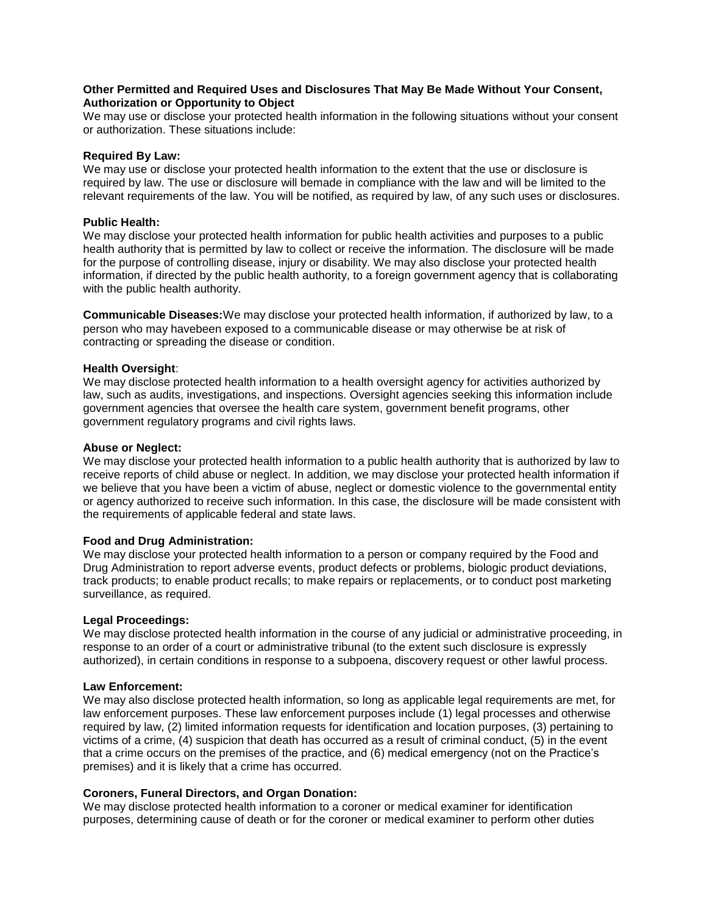**Other Permitted and Required Uses and Disclosures That May Be Made Without Your Consent, Authorization or Opportunity to Object**

We may use or disclose your protected health information in the following situations without your consent or authorization. These situations include:

**Required By Law:**

We may use or disclose your protected health information to the extent that the use or disclosure is required by law. The use or disclosure will bemade in compliance with the law and will be limited to the relevant requirements of the law. You will be notified, as required by law, of any such uses or disclosures.

**Public Health:**

We may disclose your protected health information for public health activities and purposes to a public health authority that is permitted by law to collect or receive the information. The disclosure will be made for the purpose of controlling disease, injury or disability. We may also disclose your protected health information, if directed by the public health authority, to a foreign government agency that is collaborating with the public health authority.

**Communicable Diseases:**We may disclose your protected health information, if authorized by law, to a person who may havebeen exposed to a communicable disease or may otherwise be at risk of contracting or spreading the disease or condition.

**Health Oversight**:

We may disclose protected health information to a health oversight agency for activities authorized by law, such as audits, investigations, and inspections. Oversight agencies seeking this information include government agencies that oversee the health care system, government benefit programs, other government regulatory programs and civil rights laws.

**Abuse or Neglect:**

We may disclose your protected health information to a public health authority that is authorized by law to receive reports of child abuse or neglect. In addition, we may disclose your protected health information if we believe that you have been a victim of abuse, neglect or domestic violence to the governmental entity or agency authorized to receive such information. In this case, the disclosure will be made consistent with the requirements of applicable federal and state laws.

**Food and Drug Administration:**

We may disclose your protected health information to a person or company required by the Food and Drug Administration to report adverse events, product defects or problems, biologic product deviations, track products; to enable product recalls; to make repairs or replacements, or to conduct post marketing surveillance, as required.

**Legal Proceedings:**

We may disclose protected health information in the course of any judicial or administrative proceeding, in response to an order of a court or administrative tribunal (to the extent such disclosure is expressly authorized), in certain conditions in response to a subpoena, discovery request or other lawful process.

**Law Enforcement:**

We may also disclose protected health information, so long as applicable legal requirements are met, for law enforcement purposes. These law enforcement purposes include (1) legal processes and otherwise required by law, (2) limited information requests for identification and location purposes, (3) pertaining to victims of a crime, (4) suspicion that death has occurred as a result of criminal conduct, (5) in the event that a crime occurs on the premises of the practice, and (6) medical emergency (not on the Practice's premises) and it is likely that a crime has occurred.

**Coroners, Funeral Directors, and Organ Donation:**

We may disclose protected health information to a coroner or medical examiner for identification purposes, determining cause of death or for the coroner or medical examiner to perform other duties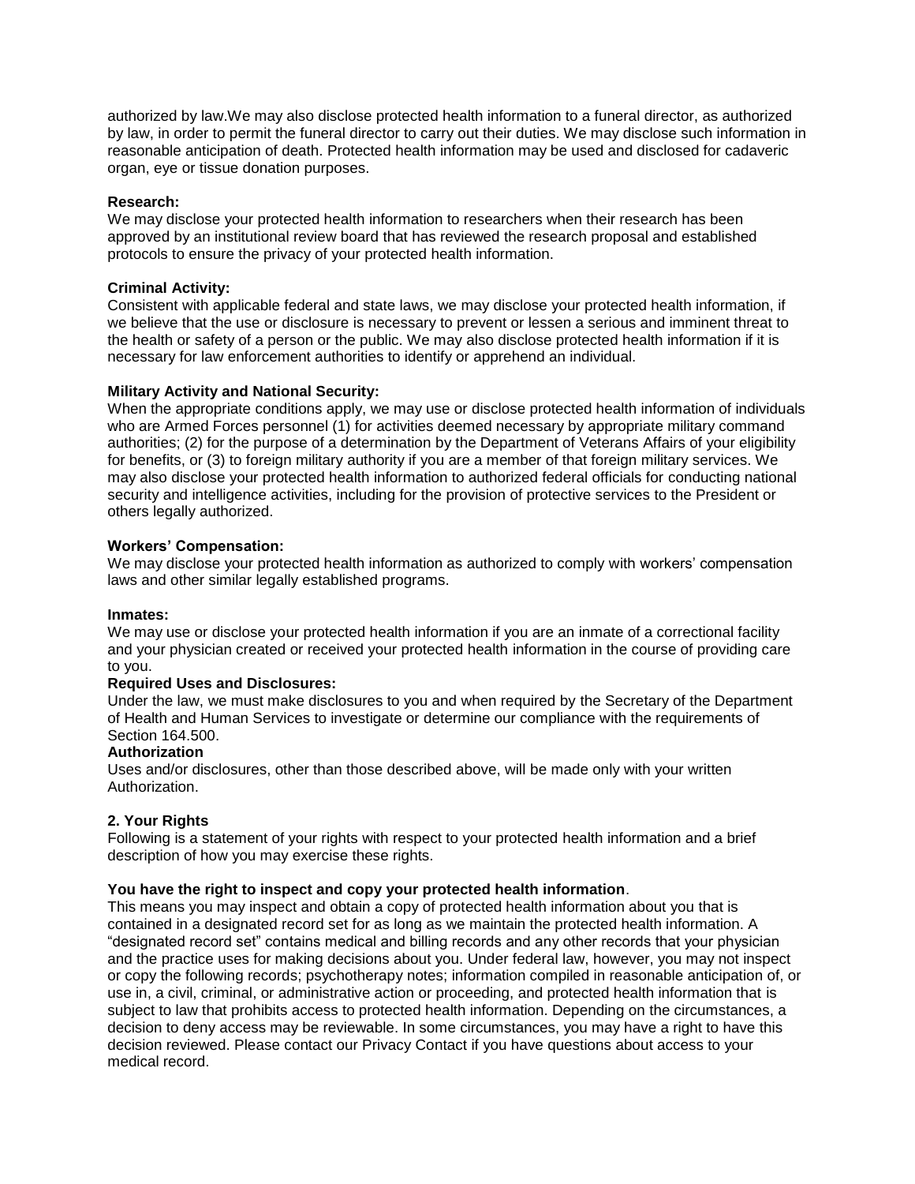authorized by law.We may also disclose protected health information to a funeral director, as authorized by law, in order to permit the funeral director to carry out their duties. We may disclose such information in reasonable anticipation of death. Protected health information may be used and disclosed for cadaveric organ, eye or tissue donation purposes.

**Research:**
We may disclose your protected health information to researchers when their research has been approved by an institutional review board that has reviewed the research proposal and established protocols to ensure the privacy of your protected health information.

**Criminal Activity:**
Consistent with applicable federal and state laws, we may disclose your protected health information, if we believe that the use or disclosure is necessary to prevent or lessen a serious and imminent threat to the health or safety of a person or the public. We may also disclose protected health information if it is necessary for law enforcement authorities to identify or apprehend an individual.

**Military Activity and National Security:**
When the appropriate conditions apply, we may use or disclose protected health information of individuals who are Armed Forces personnel (1) for activities deemed necessary by appropriate military command authorities; (2) for the purpose of a determination by the Department of Veterans Affairs of your eligibility for benefits, or (3) to foreign military authority if you are a member of that foreign military services. We may also disclose your protected health information to authorized federal officials for conducting national security and intelligence activities, including for the provision of protective services to the President or others legally authorized.

**Workers' Compensation:**
We may disclose your protected health information as authorized to comply with workers' compensation laws and other similar legally established programs.

**Inmates:**
We may use or disclose your protected health information if you are an inmate of a correctional facility and your physician created or received your protected health information in the course of providing care to you.

**Required Uses and Disclosures:**
Under the law, we must make disclosures to you and when required by the Secretary of the Department of Health and Human Services to investigate or determine our compliance with the requirements of Section 164.500.

**Authorization**
Uses and/or disclosures, other than those described above, will be made only with your written Authorization.

## 2. Your Rights

Following is a statement of your rights with respect to your protected health information and a brief description of how you may exercise these rights.

**You have the right to inspect and copy your protected health information**.
This means you may inspect and obtain a copy of protected health information about you that is contained in a designated record set for as long as we maintain the protected health information. A "designated record set" contains medical and billing records and any other records that your physician and the practice uses for making decisions about you. Under federal law, however, you may not inspect or copy the following records; psychotherapy notes; information compiled in reasonable anticipation of, or use in, a civil, criminal, or administrative action or proceeding, and protected health information that is subject to law that prohibits access to protected health information. Depending on the circumstances, a decision to deny access may be reviewable. In some circumstances, you may have a right to have this decision reviewed. Please contact our Privacy Contact if you have questions about access to your medical record.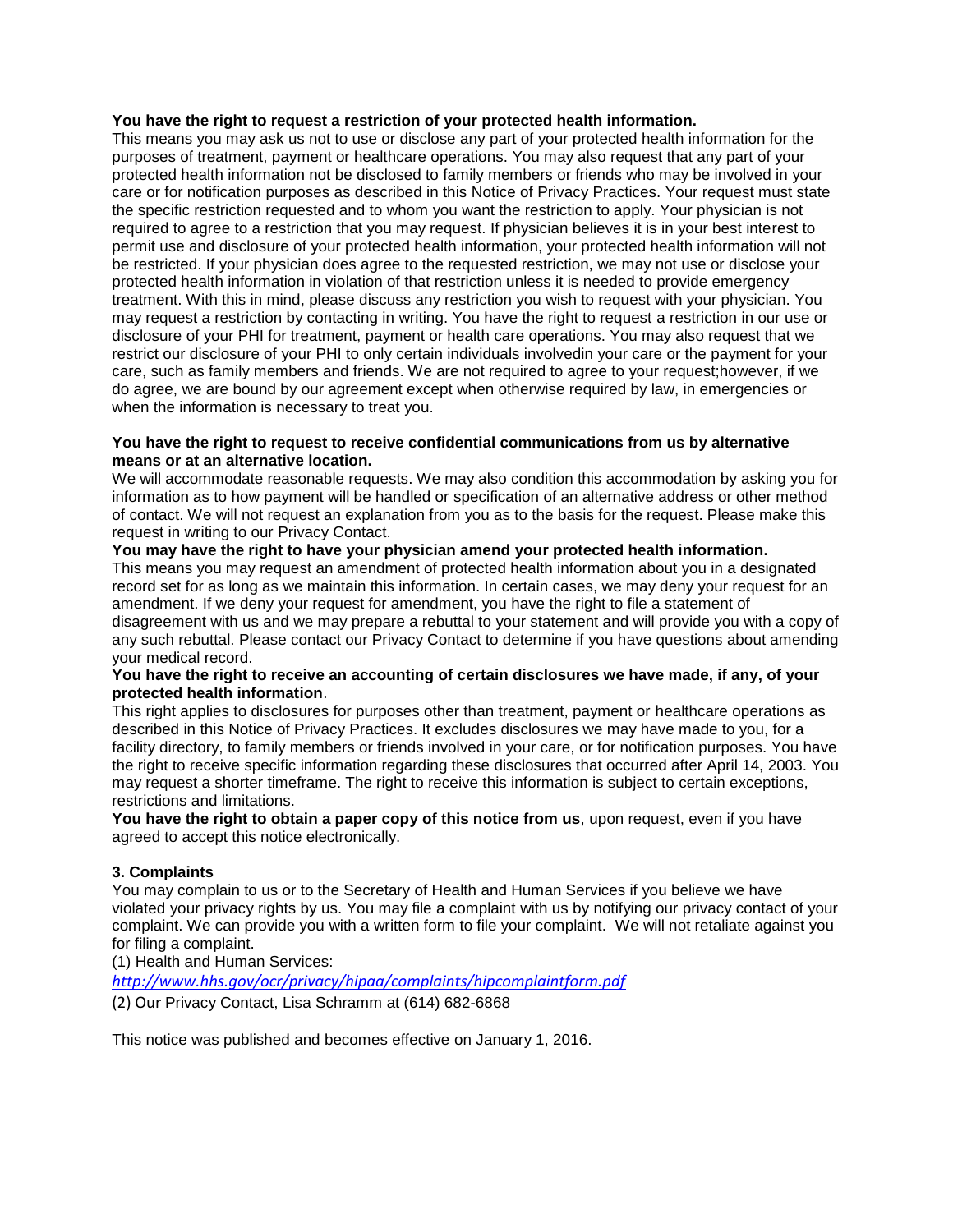**You have the right to request a restriction of your protected health information.**
This means you may ask us not to use or disclose any part of your protected health information for the purposes of treatment, payment or healthcare operations. You may also request that any part of your protected health information not be disclosed to family members or friends who may be involved in your care or for notification purposes as described in this Notice of Privacy Practices. Your request must state the specific restriction requested and to whom you want the restriction to apply. Your physician is not required to agree to a restriction that you may request. If physician believes it is in your best interest to permit use and disclosure of your protected health information, your protected health information will not be restricted. If your physician does agree to the requested restriction, we may not use or disclose your protected health information in violation of that restriction unless it is needed to provide emergency treatment. With this in mind, please discuss any restriction you wish to request with your physician. You may request a restriction by contacting in writing. You have the right to request a restriction in our use or disclosure of your PHI for treatment, payment or health care operations. You may also request that we restrict our disclosure of your PHI to only certain individuals involvedin your care or the payment for your care, such as family members and friends. We are not required to agree to your request;however, if we do agree, we are bound by our agreement except when otherwise required by law, in emergencies or when the information is necessary to treat you.

**You have the right to request to receive confidential communications from us by alternative means or at an alternative location.**
We will accommodate reasonable requests. We may also condition this accommodation by asking you for information as to how payment will be handled or specification of an alternative address or other method of contact. We will not request an explanation from you as to the basis for the request. Please make this request in writing to our Privacy Contact.

**You may have the right to have your physician amend your protected health information.**
This means you may request an amendment of protected health information about you in a designated record set for as long as we maintain this information. In certain cases, we may deny your request for an amendment. If we deny your request for amendment, you have the right to file a statement of disagreement with us and we may prepare a rebuttal to your statement and will provide you with a copy of any such rebuttal. Please contact our Privacy Contact to determine if you have questions about amending your medical record.

**You have the right to receive an accounting of certain disclosures we have made, if any, of your protected health information**.
This right applies to disclosures for purposes other than treatment, payment or healthcare operations as described in this Notice of Privacy Practices. It excludes disclosures we may have made to you, for a facility directory, to family members or friends involved in your care, or for notification purposes. You have the right to receive specific information regarding these disclosures that occurred after April 14, 2003. You may request a shorter timeframe. The right to receive this information is subject to certain exceptions, restrictions and limitations.

**You have the right to obtain a paper copy of this notice from us**, upon request, even if you have agreed to accept this notice electronically.

### 3. Complaints

You may complain to us or to the Secretary of Health and Human Services if you believe we have violated your privacy rights by us. You may file a complaint with us by notifying our privacy contact of your complaint. We can provide you with a written form to file your complaint. We will not retaliate against you for filing a complaint.

(1) Health and Human Services:
*http://www.hhs.gov/ocr/privacy/hipaa/complaints/hipcomplaintform.pdf*

(2) Our Privacy Contact, Lisa Schramm at (614) 682-6868

This notice was published and becomes effective on January 1, 2016.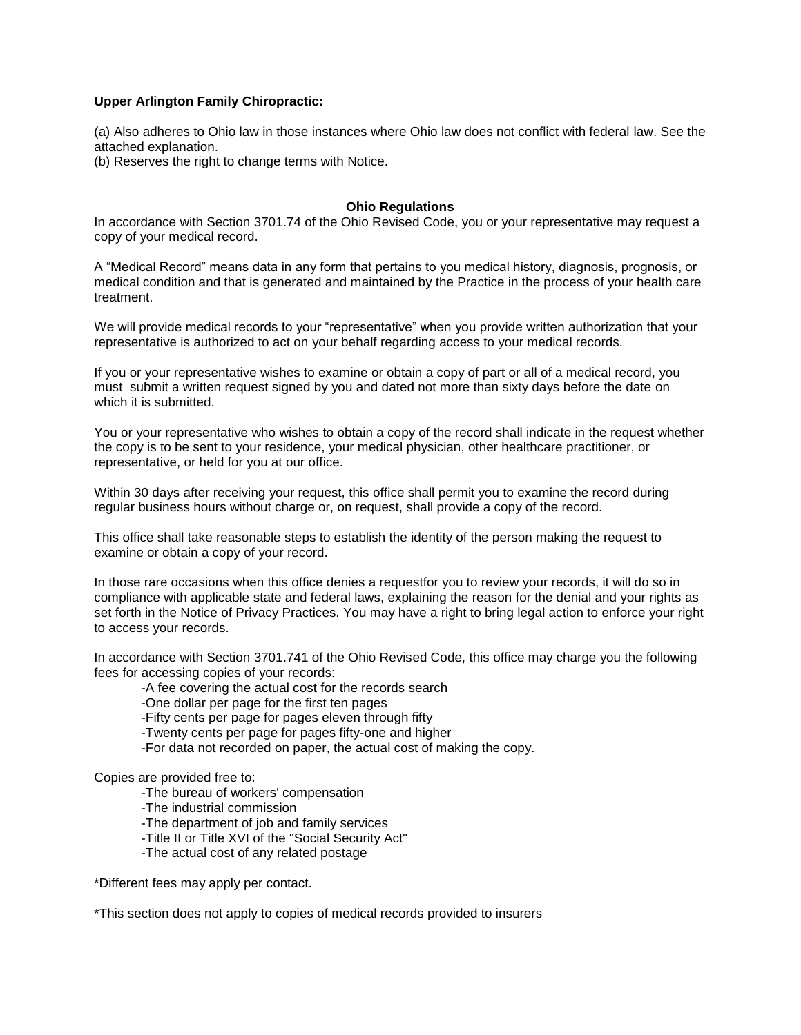**Upper Arlington Family Chiropractic:**

(a) Also adheres to Ohio law in those instances where Ohio law does not conflict with federal law. See the attached explanation.
(b) Reserves the right to change terms with Notice.

**Ohio Regulations**

In accordance with Section 3701.74 of the Ohio Revised Code, you or your representative may request a copy of your medical record.

A "Medical Record" means data in any form that pertains to you medical history, diagnosis, prognosis, or medical condition and that is generated and maintained by the Practice in the process of your health care treatment.

We will provide medical records to your "representative" when you provide written authorization that your representative is authorized to act on your behalf regarding access to your medical records.

If you or your representative wishes to examine or obtain a copy of part or all of a medical record, you must submit a written request signed by you and dated not more than sixty days before the date on which it is submitted.

You or your representative who wishes to obtain a copy of the record shall indicate in the request whether the copy is to be sent to your residence, your medical physician, other healthcare practitioner, or representative, or held for you at our office.

Within 30 days after receiving your request, this office shall permit you to examine the record during regular business hours without charge or, on request, shall provide a copy of the record.

This office shall take reasonable steps to establish the identity of the person making the request to examine or obtain a copy of your record.

In those rare occasions when this office denies a requestfor you to review your records, it will do so in compliance with applicable state and federal laws, explaining the reason for the denial and your rights as set forth in the Notice of Privacy Practices. You may have a right to bring legal action to enforce your right to access your records.

In accordance with Section 3701.741 of the Ohio Revised Code, this office may charge you the following fees for accessing copies of your records:

- A fee covering the actual cost for the records search
- One dollar per page for the first ten pages
- Fifty cents per page for pages eleven through fifty
- Twenty cents per page for pages fifty-one and higher
- For data not recorded on paper, the actual cost of making the copy.

Copies are provided free to:

- The bureau of workers' compensation
- The industrial commission
- The department of job and family services
- Title II or Title XVI of the "Social Security Act"
- The actual cost of any related postage

*Different fees may apply per contact.

*This section does not apply to copies of medical records provided to insurers